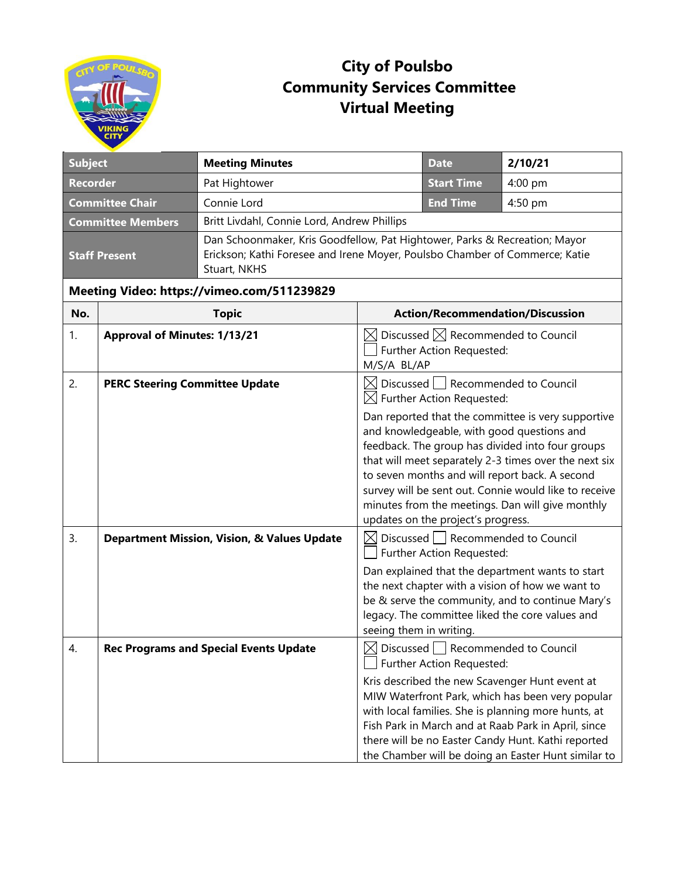# City of Poulsbo
# Community Services Committee
# Virtual Meeting

| Subject | Meeting Minutes | Date | 2/10/21 |
|---|---|---|---|
| Recorder | Pat Hightower | Start Time | 4:00 pm |
| Committee Chair | Connie Lord | End Time | 4:50 pm |
| Committee Members | Britt Livdahl, Connie Lord, Andrew Phillips | | |
| Staff Present | Dan Schoonmaker, Kris Goodfellow, Pat Hightower, Parks & Recreation; Mayor Erickson; Kathi Foresee and Irene Moyer, Poulsbo Chamber of Commerce; Katie Stuart, NKHS | | |

**Meeting Video: https://vimeo.com/511239829**

| No. | Topic | Action/Recommendation/Discussion |
|---|---|---|
| 1. | **Approval of Minutes: 1/13/21** | ☒ Discussed ☒ Recommended to Council ☐ Further Action Requested: M/S/A BL/AP |
| 2. | **PERC Steering Committee Update** | ☒ Discussed ☐ Recommended to Council ☒ Further Action Requested: Dan reported that the committee is very supportive and knowledgeable, with good questions and feedback. The group has divided into four groups that will meet separately 2-3 times over the next six to seven months and will report back. A second survey will be sent out. Connie would like to receive minutes from the meetings. Dan will give monthly updates on the project's progress. |
| 3. | **Department Mission, Vision, & Values Update** | ☒ Discussed ☐ Recommended to Council ☐ Further Action Requested: Dan explained that the department wants to start the next chapter with a vision of how we want to be & serve the community, and to continue Mary's legacy. The committee liked the core values and seeing them in writing. |
| 4. | **Rec Programs and Special Events Update** | ☒ Discussed ☐ Recommended to Council ☐ Further Action Requested: Kris described the new Scavenger Hunt event at MIW Waterfront Park, which has been very popular with local families. She is planning more hunts, at Fish Park in March and at Raab Park in April, since there will be no Easter Candy Hunt. Kathi reported the Chamber will be doing an Easter Hunt similar to |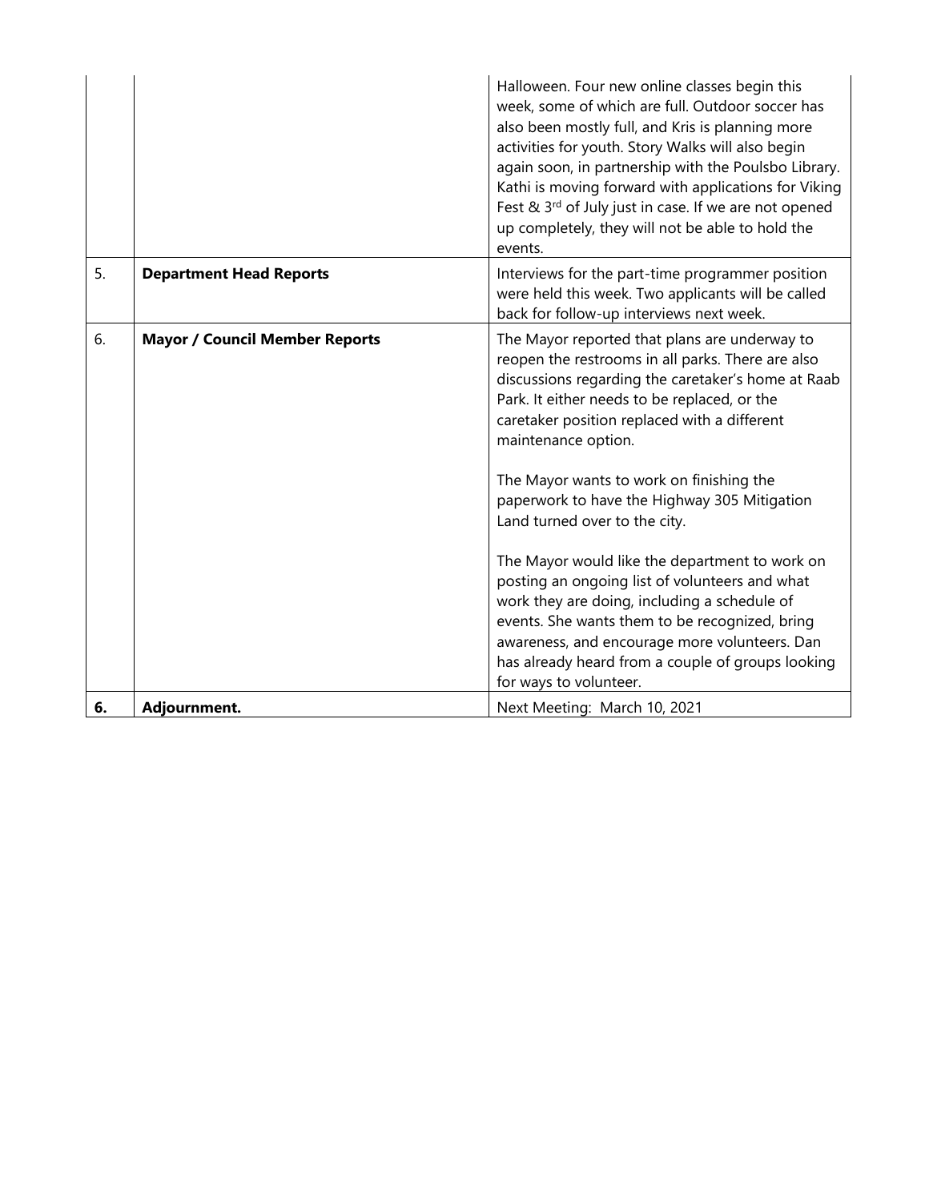| | | |
|---|---|---|
| | | Halloween. Four new online classes begin this week, some of which are full. Outdoor soccer has also been mostly full, and Kris is planning more activities for youth. Story Walks will also begin again soon, in partnership with the Poulsbo Library. Kathi is moving forward with applications for Viking Fest & 3rd of July just in case. If we are not opened up completely, they will not be able to hold the events. |
| 5. | **Department Head Reports** | Interviews for the part-time programmer position were held this week. Two applicants will be called back for follow-up interviews next week. |
| 6. | **Mayor / Council Member Reports** | The Mayor reported that plans are underway to reopen the restrooms in all parks. There are also discussions regarding the caretaker's home at Raab Park. It either needs to be replaced, or the caretaker position replaced with a different maintenance option.<br><br>The Mayor wants to work on finishing the paperwork to have the Highway 305 Mitigation Land turned over to the city.<br><br>The Mayor would like the department to work on posting an ongoing list of volunteers and what work they are doing, including a schedule of events. She wants them to be recognized, bring awareness, and encourage more volunteers. Dan has already heard from a couple of groups looking for ways to volunteer. |
| **6.** | **Adjournment.** | Next Meeting: March 10, 2021 |